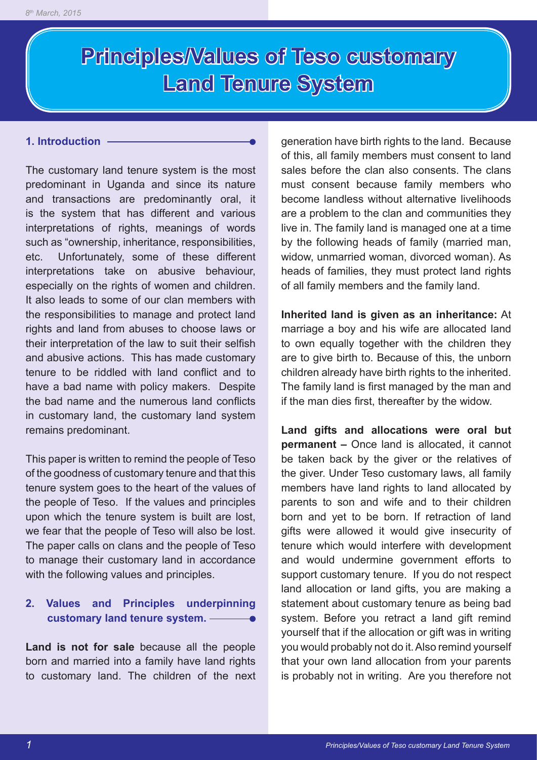# Principles/Values of Teso customary Land Tenure System

## 1. Introduction

The customary land tenure system is the most predominant in Uganda and since its nature and transactions are predominantly oral, it is the system that has different and various interpretations of rights, meanings of words such as "ownership, inheritance, responsibilities, etc. Unfortunately, some of these different interpretations take on abusive behaviour, especially on the rights of women and children. It also leads to some of our clan members with the responsibilities to manage and protect land rights and land from abuses to choose laws or their interpretation of the law to suit their selfish and abusive actions. This has made customary tenure to be riddled with land conflict and to have a bad name with policy makers. Despite the bad name and the numerous land conflicts in customary land, the customary land system remains predominant.

This paper is written to remind the people of Teso of the goodness of customary tenure and that this tenure system goes to the heart of the values of the people of Teso. If the values and principles upon which the tenure system is built are lost, we fear that the people of Teso will also be lost. The paper calls on clans and the people of Teso to manage their customary land in accordance with the following values and principles.

## 2. Values and Principles underpinning customary land tenure system.

**Land is not for sale** because all the people born and married into a family have land rights to customary land. The children of the next generation have birth rights to the land. Because of this, all family members must consent to land sales before the clan also consents. The clans must consent because family members who become landless without alternative livelihoods are a problem to the clan and communities they live in. The family land is managed one at a time by the following heads of family (married man, widow, unmarried woman, divorced woman). As heads of families, they must protect land rights of all family members and the family land.

**Inherited land is given as an inheritance:** At marriage a boy and his wife are allocated land to own equally together with the children they are to give birth to. Because of this, the unborn children already have birth rights to the inherited. The family land is first managed by the man and if the man dies first, thereafter by the widow.

**Land gifts and allocations were oral but permanent –** Once land is allocated, it cannot be taken back by the giver or the relatives of the giver. Under Teso customary laws, all family members have land rights to land allocated by parents to son and wife and to their children born and yet to be born. If retraction of land gifts were allowed it would give insecurity of tenure which would interfere with development and would undermine government efforts to support customary tenure. If you do not respect land allocation or land gifts, you are making a statement about customary tenure as being bad system. Before you retract a land gift remind yourself that if the allocation or gift was in writing you would probably not do it. Also remind yourself that your own land allocation from your parents is probably not in writing. Are you therefore not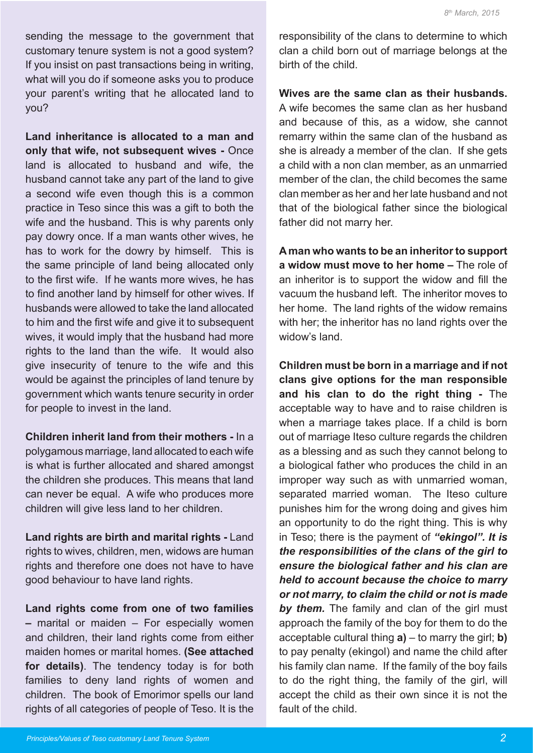sending the message to the government that customary tenure system is not a good system? If you insist on past transactions being in writing, what will you do if someone asks you to produce your parent's writing that he allocated land to you?

**Land inheritance is allocated to a man and only that wife, not subsequent wives -** Once land is allocated to husband and wife, the husband cannot take any part of the land to give a second wife even though this is a common practice in Teso since this was a gift to both the wife and the husband. This is why parents only pay dowry once. If a man wants other wives, he has to work for the dowry by himself. This is the same principle of land being allocated only to the first wife. If he wants more wives, he has to find another land by himself for other wives. If husbands were allowed to take the land allocated to him and the first wife and give it to subsequent wives, it would imply that the husband had more rights to the land than the wife. It would also give insecurity of tenure to the wife and this would be against the principles of land tenure by government which wants tenure security in order for people to invest in the land.

**Children inherit land from their mothers -** In a polygamous marriage, land allocated to each wife is what is further allocated and shared amongst the children she produces. This means that land can never be equal. A wife who produces more children will give less land to her children.

**Land rights are birth and marital rights -** Land rights to wives, children, men, widows are human rights and therefore one does not have to have good behaviour to have land rights.

**Land rights come from one of two families – marital or maiden –** For especially women and children, their land rights come from either maiden homes or marital homes. **(See attached for details)**. The tendency today is for both families to deny land rights of women and children. The book of Emorimor spells our land rights of all categories of people of Teso. It is the responsibility of the clans to determine to which clan a child born out of marriage belongs at the birth of the child.

**Wives are the same clan as their husbands.** A wife becomes the same clan as her husband and because of this, as a widow, she cannot remarry within the same clan of the husband as she is already a member of the clan. If she gets a child with a non clan member, as an unmarried member of the clan, the child becomes the same clan member as her and her late husband and not that of the biological father since the biological father did not marry her.

**A man who wants to be an inheritor to support a widow must move to her home –** The role of an inheritor is to support the widow and fill the vacuum the husband left. The inheritor moves to her home. The land rights of the widow remains with her; the inheritor has no land rights over the widow's land.

**Children must be born in a marriage and if not clans give options for the man responsible and his clan to do the right thing -** The acceptable way to have and to raise children is when a marriage takes place. If a child is born out of marriage Iteso culture regards the children as a blessing and as such they cannot belong to a biological father who produces the child in an improper way such as with unmarried woman, separated married woman. The Iteso culture punishes him for the wrong doing and gives him an opportunity to do the right thing. This is why in Teso; there is the payment of ***"ekingol". It is the responsibilities of the clans of the girl to ensure the biological father and his clan are held to account because the choice to marry or not marry, to claim the child or not is made by them.*** The family and clan of the girl must approach the family of the boy for them to do the acceptable cultural thing **a)** – to marry the girl; **b)** to pay penalty (ekingol) and name the child after his family clan name. If the family of the boy fails to do the right thing, the family of the girl, will accept the child as their own since it is not the fault of the child.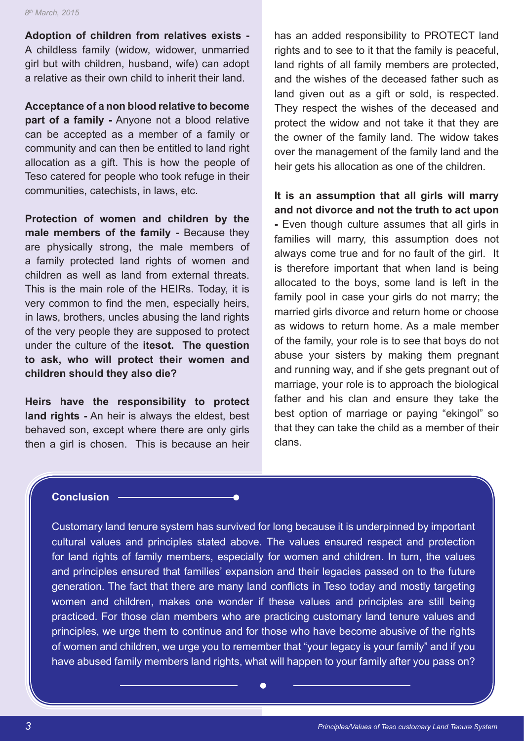**Adoption of children from relatives exists -** A childless family (widow, widower, unmarried girl but with children, husband, wife) can adopt a relative as their own child to inherit their land.

**Acceptance of a non blood relative to become part of a family -** Anyone not a blood relative can be accepted as a member of a family or community and can then be entitled to land right allocation as a gift. This is how the people of Teso catered for people who took refuge in their communities, catechists, in laws, etc.

**Protection of women and children by the male members of the family -** Because they are physically strong, the male members of a family protected land rights of women and children as well as land from external threats. This is the main role of the HEIRs. Today, it is very common to find the men, especially heirs, in laws, brothers, uncles abusing the land rights of the very people they are supposed to protect under the culture of the **itesot. The question to ask, who will protect their women and children should they also die?**

**Heirs have the responsibility to protect land rights -** An heir is always the eldest, best behaved son, except where there are only girls then a girl is chosen. This is because an heir has an added responsibility to PROTECT land rights and to see to it that the family is peaceful, land rights of all family members are protected, and the wishes of the deceased father such as land given out as a gift or sold, is respected. They respect the wishes of the deceased and protect the widow and not take it that they are the owner of the family land. The widow takes over the management of the family land and the heir gets his allocation as one of the children.

**It is an assumption that all girls will marry and not divorce and not the truth to act upon -** Even though culture assumes that all girls in families will marry, this assumption does not always come true and for no fault of the girl. It is therefore important that when land is being allocated to the boys, some land is left in the family pool in case your girls do not marry; the married girls divorce and return home or choose as widows to return home. As a male member of the family, your role is to see that boys do not abuse your sisters by making them pregnant and running way, and if she gets pregnant out of marriage, your role is to approach the biological father and his clan and ensure they take the best option of marriage or paying "ekingol" so that they can take the child as a member of their clans.

## Conclusion

Customary land tenure system has survived for long because it is underpinned by important cultural values and principles stated above. The values ensured respect and protection for land rights of family members, especially for women and children. In turn, the values and principles ensured that families' expansion and their legacies passed on to the future generation. The fact that there are many land conflicts in Teso today and mostly targeting women and children, makes one wonder if these values and principles are still being practiced. For those clan members who are practicing customary land tenure values and principles, we urge them to continue and for those who have become abusive of the rights of women and children, we urge you to remember that "your legacy is your family" and if you have abused family members land rights, what will happen to your family after you pass on?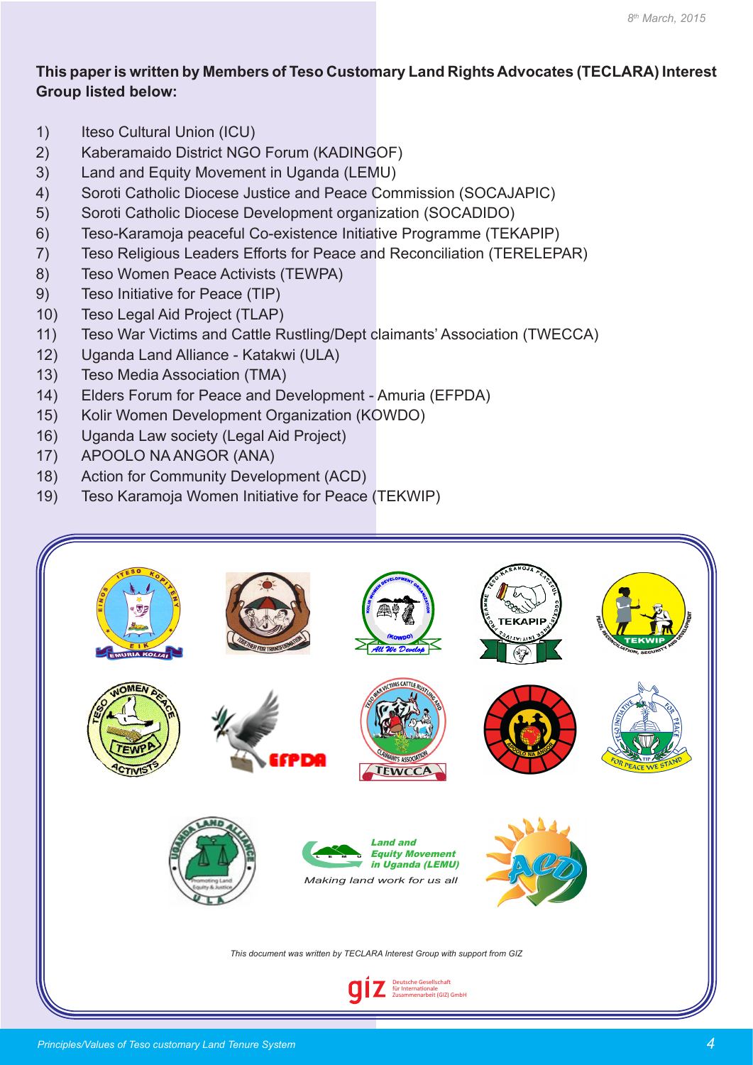8th March, 2015

**This paper is written by Members of Teso Customary Land Rights Advocates (TECLARA) Interest Group listed below:**

1) Iteso Cultural Union (ICU)
2) Kaberamaido District NGO Forum (KADINGOF)
3) Land and Equity Movement in Uganda (LEMU)
4) Soroti Catholic Diocese Justice and Peace Commission (SOCAJAPIC)
5) Soroti Catholic Diocese Development organization (SOCADIDO)
6) Teso-Karamoja peaceful Co-existence Initiative Programme (TEKAPIP)
7) Teso Religious Leaders Efforts for Peace and Reconciliation (TERELEPAR)
8) Teso Women Peace Activists (TEWPA)
9) Teso Initiative for Peace (TIP)
10) Teso Legal Aid Project (TLAP)
11) Teso War Victims and Cattle Rustling/Dept claimants' Association (TWECCA)
12) Uganda Land Alliance - Katakwi (ULA)
13) Teso Media Association (TMA)
14) Elders Forum for Peace and Development - Amuria (EFPDA)
15) Kolir Women Development Organization (KOWDO)
16) Uganda Law society (Legal Aid Project)
17) APOOLO NA ANGOR (ANA)
18) Action for Community Development (ACD)
19) Teso Karamoja Women Initiative for Peace (TEKWIP)

*This document was written by TECLARA Interest Group with support from GIZ*

giz Deutsche Gesellschaft für Internationale Zusammenarbeit (GIZ) GmbH